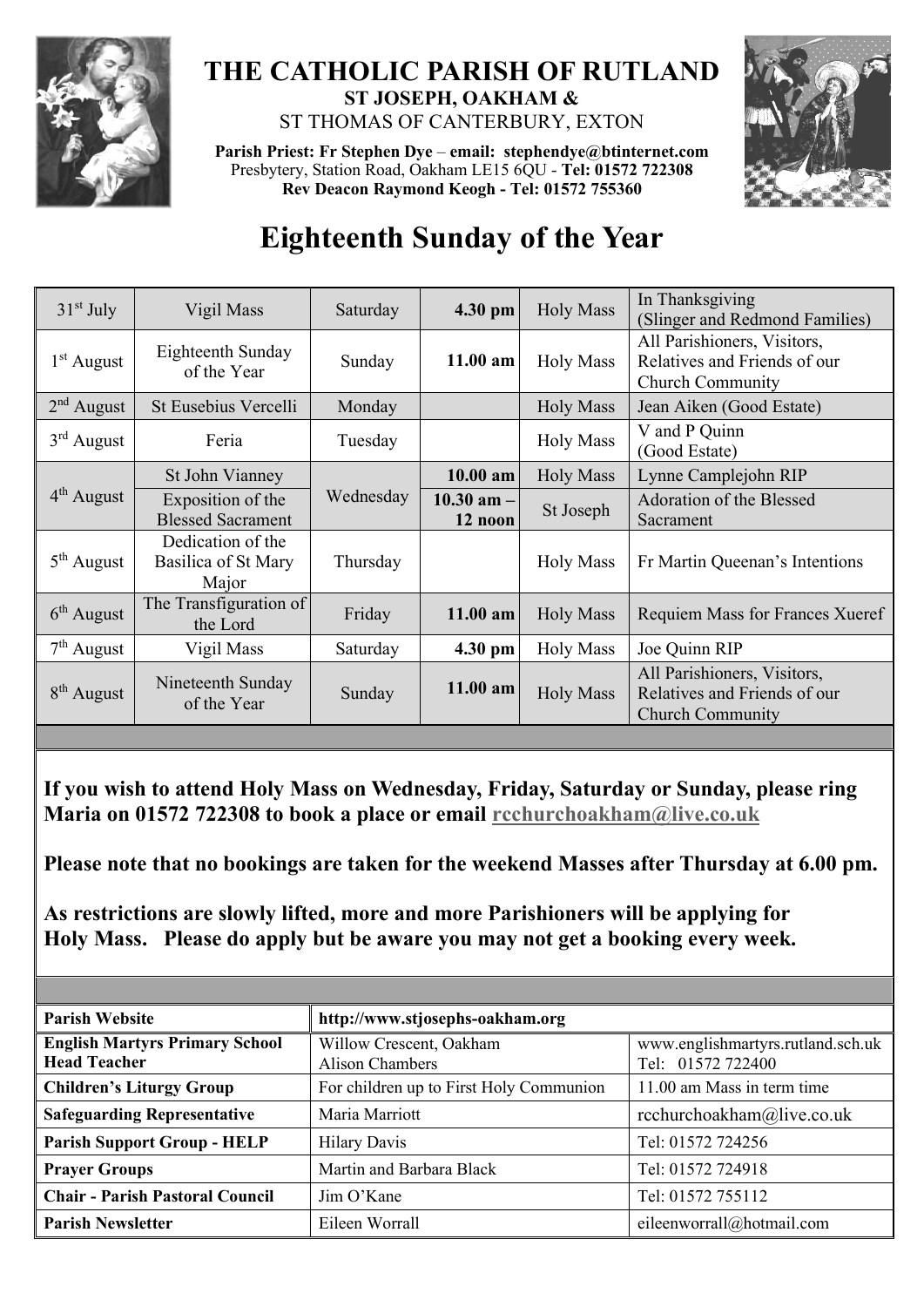# THE CATHOLIC PARISH OF RUTLAND

**ST JOSEPH, OAKHAM &**

ST THOMAS OF CANTERBURY, EXTON

**Parish Priest: Fr Stephen Dye** – **email: stephendye@btinternet.com**
Presbytery, Station Road, Oakham LE15 6QU - **Tel: 01572 722308**
**Rev Deacon Raymond Keogh - Tel: 01572 755360**

# Eighteenth Sunday of the Year

| | | | | | |
|---|---|---|---|---|---|
| 31st July | Vigil Mass | Saturday | **4.30 pm** | Holy Mass | In Thanksgiving (Slinger and Redmond Families) |
| 1st August | Eighteenth Sunday of the Year | Sunday | **11.00 am** | Holy Mass | All Parishioners, Visitors, Relatives and Friends of our Church Community |
| 2nd August | St Eusebius Vercelli | Monday | | Holy Mass | Jean Aiken (Good Estate) |
| 3rd August | Feria | Tuesday | | Holy Mass | V and P Quinn (Good Estate) |
| 4th August | St John Vianney | Wednesday | **10.00 am** | Holy Mass | Lynne Camplejohn RIP |
| | Exposition of the Blessed Sacrament | | **10.30 am – 12 noon** | St Joseph | Adoration of the Blessed Sacrament |
| 5th August | Dedication of the Basilica of St Mary Major | Thursday | | Holy Mass | Fr Martin Queenan's Intentions |
| 6th August | The Transfiguration of the Lord | Friday | **11.00 am** | Holy Mass | Requiem Mass for Frances Xueref |
| 7th August | Vigil Mass | Saturday | **4.30 pm** | Holy Mass | Joe Quinn RIP |
| 8th August | Nineteenth Sunday of the Year | Sunday | **11.00 am** | Holy Mass | All Parishioners, Visitors, Relatives and Friends of our Church Community |

**If you wish to attend Holy Mass on Wednesday, Friday, Saturday or Sunday, please ring Maria on 01572 722308 to book a place or email rcchurchoakham@live.co.uk**

**Please note that no bookings are taken for the weekend Masses after Thursday at 6.00 pm.**

**As restrictions are slowly lifted, more and more Parishioners will be applying for Holy Mass. Please do apply but be aware you may not get a booking every week.**

| | | |
|---|---|---|
| **Parish Website** | **http://www.stjosephs-oakham.org** | |
| **English Martyrs Primary School Head Teacher** | Willow Crescent, Oakham Alison Chambers | www.englishmartyrs.rutland.sch.uk Tel: 01572 722400 |
| **Children's Liturgy Group** | For children up to First Holy Communion | 11.00 am Mass in term time |
| **Safeguarding Representative** | Maria Marriott | rcchurchoakham@live.co.uk |
| **Parish Support Group - HELP** | Hilary Davis | Tel: 01572 724256 |
| **Prayer Groups** | Martin and Barbara Black | Tel: 01572 724918 |
| **Chair - Parish Pastoral Council** | Jim O'Kane | Tel: 01572 755112 |
| **Parish Newsletter** | Eileen Worrall | eileenworrall@hotmail.com |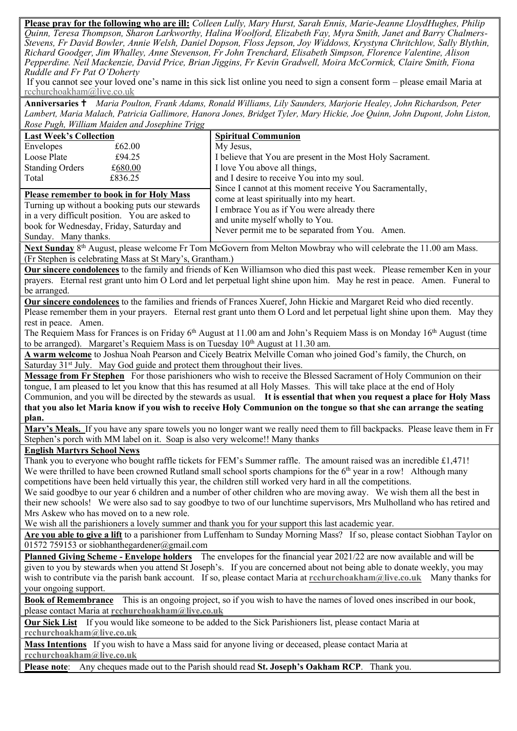**Please pray for the following who are ill:** *Colleen Lully, Mary Hurst, Sarah Ennis, Marie-Jeanne LloydHughes, Philip Quinn, Teresa Thompson, Sharon Larkworthy, Halina Woolford, Elizabeth Fay, Myra Smith, Janet and Barry Chalmers-Stevens, Fr David Bowler, Annie Welsh, Daniel Dopson, Floss Jepson, Joy Widdows, Krystyna Chritchlow, Sally Blythin, Richard Goodger, Jim Whalley, Anne Stevenson, Fr John Trenchard, Elisabeth Simpson, Florence Valentine, Alison Pepperdine. Neil Mackenzie, David Price, Brian Jiggins, Fr Kevin Gradwell, Moira McCormick, Claire Smith, Fiona Ruddle and Fr Pat O'Doherty*

If you cannot see your loved one's name in this sick list online you need to sign a consent form – please email Maria at rcchurchoakham@live.co.uk

**Anniversaries ✝** *Maria Poulton, Frank Adams, Ronald Williams, Lily Saunders, Marjorie Healey, John Richardson, Peter Lambert, Maria Malach, Patricia Gallimore, Hanora Jones, Bridget Tyler, Mary Hickie, Joe Quinn, John Dupont, John Liston, Rose Pugh, William Maiden and Josephine Trigg*

**Last Week's Collection**

| | |
|---|---|
| Envelopes | £62.00 |
| Loose Plate | £94.25 |
| Standing Orders | £680.00 |
| Total | £836.25 |

**Please remember to book in for Holy Mass**

Turning up without a booking puts our stewards in a very difficult position. You are asked to book for Wednesday, Friday, Saturday and Sunday. Many thanks.

**Spiritual Communion**

My Jesus,
I believe that You are present in the Most Holy Sacrament.
I love You above all things,
and I desire to receive You into my soul.
Since I cannot at this moment receive You Sacramentally,
come at least spiritually into my heart.
I embrace You as if You were already there
and unite myself wholly to You.
Never permit me to be separated from You. Amen.

**Next Sunday** 8th August, please welcome Fr Tom McGovern from Melton Mowbray who will celebrate the 11.00 am Mass. (Fr Stephen is celebrating Mass at St Mary's, Grantham.)

**Our sincere condolences** to the family and friends of Ken Williamson who died this past week. Please remember Ken in your prayers. Eternal rest grant unto him O Lord and let perpetual light shine upon him. May he rest in peace. Amen. Funeral to be arranged.

**Our sincere condolences** to the families and friends of Frances Xueref, John Hickie and Margaret Reid who died recently. Please remember them in your prayers. Eternal rest grant unto them O Lord and let perpetual light shine upon them. May they rest in peace. Amen.

The Requiem Mass for Frances is on Friday 6th August at 11.00 am and John's Requiem Mass is on Monday 16th August (time to be arranged). Margaret's Requiem Mass is on Tuesday 10th August at 11.30 am.

**A warm welcome** to Joshua Noah Pearson and Cicely Beatrix Melville Coman who joined God's family, the Church, on Saturday 31st July. May God guide and protect them throughout their lives.

**Message from Fr Stephen** For those parishioners who wish to receive the Blessed Sacrament of Holy Communion on their tongue, I am pleased to let you know that this has resumed at all Holy Masses. This will take place at the end of Holy Communion, and you will be directed by the stewards as usual. **It is essential that when you request a place for Holy Mass that you also let Maria know if you wish to receive Holy Communion on the tongue so that she can arrange the seating plan.**

**Mary's Meals.** If you have any spare towels you no longer want we really need them to fill backpacks. Please leave them in Fr Stephen's porch with MM label on it. Soap is also very welcome!! Many thanks

**English Martyrs School News**

Thank you to everyone who bought raffle tickets for FEM's Summer raffle. The amount raised was an incredible £1,471! We were thrilled to have been crowned Rutland small school sports champions for the 6th year in a row! Although many competitions have been held virtually this year, the children still worked very hard in all the competitions.

We said goodbye to our year 6 children and a number of other children who are moving away. We wish them all the best in their new schools! We were also sad to say goodbye to two of our lunchtime supervisors, Mrs Mulholland who has retired and Mrs Askew who has moved on to a new role.

We wish all the parishioners a lovely summer and thank you for your support this last academic year.

**Are you able to give a lift** to a parishioner from Luffenham to Sunday Morning Mass? If so, please contact Siobhan Taylor on 01572 759153 or siobhanthegardener@gmail.com

**Planned Giving Scheme - Envelope holders** The envelopes for the financial year 2021/22 are now available and will be given to you by stewards when you attend St Joseph's. If you are concerned about not being able to donate weekly, you may wish to contribute via the parish bank account. If so, please contact Maria at **rcchurchoakham@live.co.uk** Many thanks for your ongoing support.

**Book of Remembrance** This is an ongoing project, so if you wish to have the names of loved ones inscribed in our book, please contact Maria at **rcchurchoakham@live.co.uk**

**Our Sick List** If you would like someone to be added to the Sick Parishioners list, please contact Maria at **rcchurchoakham@live.co.uk**

**Mass Intentions** If you wish to have a Mass said for anyone living or deceased, please contact Maria at **rcchurchoakham@live.co.uk**

**Please note**: Any cheques made out to the Parish should read **St. Joseph's Oakham RCP**. Thank you.